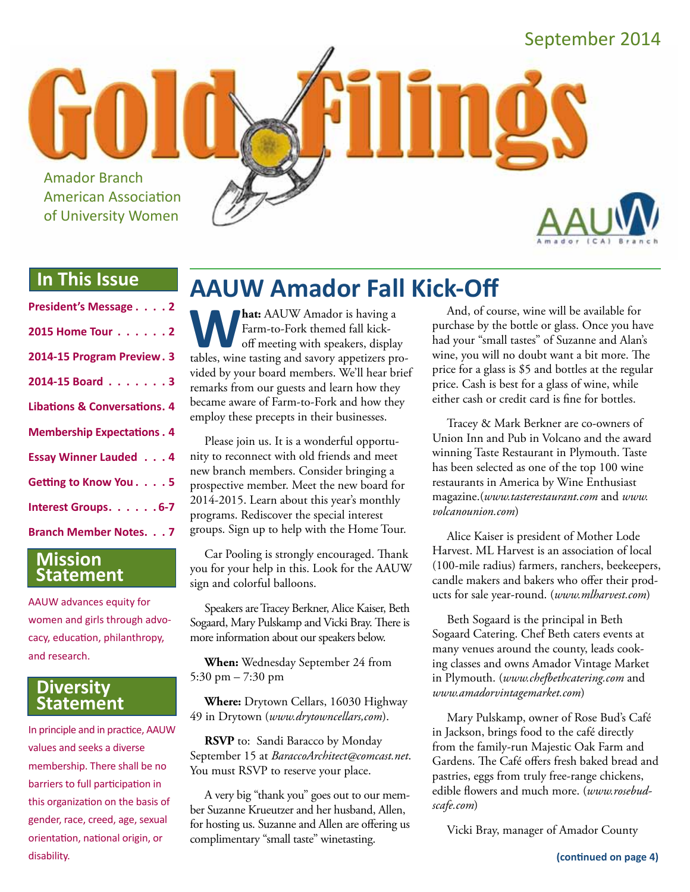September 2014

# Gold Filings

Amador Branch
American Association
of University Women

AAUW Amador (CA) Branch

## In This Issue

- President's Message . . . . 2
- 2015 Home Tour . . . . . . 2
- 2014-15 Program Preview . 3
- 2014-15 Board . . . . . . . 3
- Libations & Conversations . 4
- Membership Expectations . 4
- Essay Winner Lauded . . . 4
- Getting to Know You . . . . 5
- Interest Groups. . . . . . 6-7
- Branch Member Notes. . . 7

## Mission Statement

AAUW advances equity for women and girls through advocacy, education, philanthropy, and research.

## Diversity Statement

In principle and in practice, AAUW values and seeks a diverse membership. There shall be no barriers to full participation in this organization on the basis of gender, race, creed, age, sexual orientation, national origin, or disability.

# AAUW Amador Fall Kick-Off

**What:** AAUW Amador is having a Farm-to-Fork themed fall kick-off meeting with speakers, display tables, wine tasting and savory appetizers provided by your board members. We'll hear brief remarks from our guests and learn how they became aware of Farm-to-Fork and how they employ these precepts in their businesses.

Please join us. It is a wonderful opportunity to reconnect with old friends and meet new branch members. Consider bringing a prospective member. Meet the new board for 2014-2015. Learn about this year's monthly programs. Rediscover the special interest groups. Sign up to help with the Home Tour.

Car Pooling is strongly encouraged. Thank you for your help in this. Look for the AAUW sign and colorful balloons.

Speakers are Tracey Berkner, Alice Kaiser, Beth Sogaard, Mary Pulskamp and Vicki Bray. There is more information about our speakers below.

**When:** Wednesday September 24 from 5:30 pm – 7:30 pm

**Where:** Drytown Cellars, 16030 Highway 49 in Drytown (*www.drytowncellars,com*).

**RSVP** to: Sandi Baracco by Monday September 15 at *BaraccoArchitect@comcast.net*. You must RSVP to reserve your place.

A very big "thank you" goes out to our member Suzanne Krueutzer and her husband, Allen, for hosting us. Suzanne and Allen are offering us complimentary "small taste" winetasting.

And, of course, wine will be available for purchase by the bottle or glass. Once you have had your "small tastes" of Suzanne and Alan's wine, you will no doubt want a bit more. The price for a glass is $5 and bottles at the regular price. Cash is best for a glass of wine, while either cash or credit card is fine for bottles.

Tracey & Mark Berkner are co-owners of Union Inn and Pub in Volcano and the award winning Taste Restaurant in Plymouth. Taste has been selected as one of the top 100 wine restaurants in America by Wine Enthusiast magazine.(*www.tasterestaurant.com* and *www.volcanounion.com*)

Alice Kaiser is president of Mother Lode Harvest. ML Harvest is an association of local (100-mile radius) farmers, ranchers, beekeepers, candle makers and bakers who offer their products for sale year-round. (*www.mlharvest.com*)

Beth Sogaard is the principal in Beth Sogaard Catering. Chef Beth caters events at many venues around the county, leads cooking classes and owns Amador Vintage Market in Plymouth. (*www.chefbethcatering.com* and *www.amadorvintagemarket.com*)

Mary Pulskamp, owner of Rose Bud's Café in Jackson, brings food to the café directly from the family-run Majestic Oak Farm and Gardens. The Café offers fresh baked bread and pastries, eggs from truly free-range chickens, edible flowers and much more. (*www.rosebudscafe.com*)

Vicki Bray, manager of Amador County

**(continued on page 4)**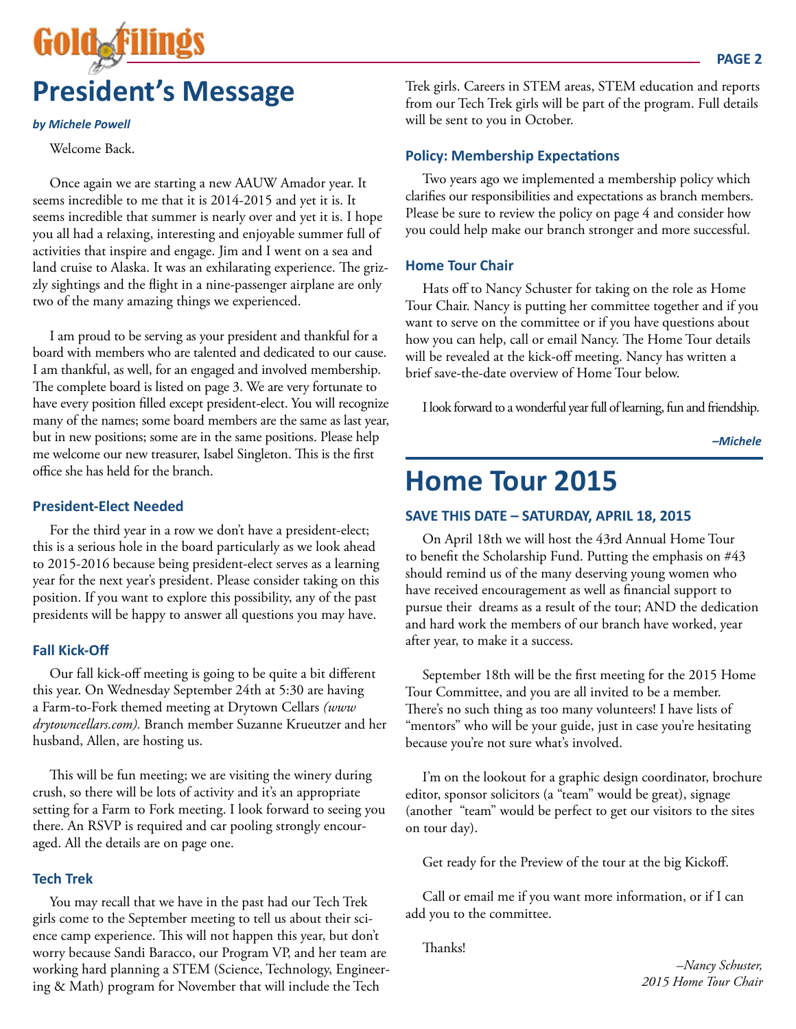# President's Message

*by Michele Powell*

Welcome Back.

Once again we are starting a new AAUW Amador year. It seems incredible to me that it is 2014-2015 and yet it is. It seems incredible that summer is nearly over and yet it is. I hope you all had a relaxing, interesting and enjoyable summer full of activities that inspire and engage. Jim and I went on a sea and land cruise to Alaska. It was an exhilarating experience. The grizzly sightings and the flight in a nine-passenger airplane are only two of the many amazing things we experienced.

I am proud to be serving as your president and thankful for a board with members who are talented and dedicated to our cause. I am thankful, as well, for an engaged and involved membership. The complete board is listed on page 3. We are very fortunate to have every position filled except president-elect. You will recognize many of the names; some board members are the same as last year, but in new positions; some are in the same positions. Please help me welcome our new treasurer, Isabel Singleton. This is the first office she has held for the branch.

### President-Elect Needed

For the third year in a row we don't have a president-elect; this is a serious hole in the board particularly as we look ahead to 2015-2016 because being president-elect serves as a learning year for the next year's president. Please consider taking on this position. If you want to explore this possibility, any of the past presidents will be happy to answer all questions you may have.

### Fall Kick-Off

Our fall kick-off meeting is going to be quite a bit different this year. On Wednesday September 24th at 5:30 are having a Farm-to-Fork themed meeting at Drytown Cellars *(www drytowncellars.com).* Branch member Suzanne Kruеutzer and her husband, Allen, are hosting us.

This will be fun meeting; we are visiting the winery during crush, so there will be lots of activity and it's an appropriate setting for a Farm to Fork meeting. I look forward to seeing you there. An RSVP is required and car pooling strongly encouraged. All the details are on page one.

### Tech Trek

You may recall that we have in the past had our Tech Trek girls come to the September meeting to tell us about their science camp experience. This will not happen this year, but don't worry because Sandi Baracco, our Program VP, and her team are working hard planning a STEM (Science, Technology, Engineering & Math) program for November that will include the Tech Trek girls. Careers in STEM areas, STEM education and reports from our Tech Trek girls will be part of the program. Full details will be sent to you in October.

### Policy: Membership Expectations

Two years ago we implemented a membership policy which clarifies our responsibilities and expectations as branch members. Please be sure to review the policy on page 4 and consider how you could help make our branch stronger and more successful.

### Home Tour Chair

Hats off to Nancy Schuster for taking on the role as Home Tour Chair. Nancy is putting her committee together and if you want to serve on the committee or if you have questions about how you can help, call or email Nancy. The Home Tour details will be revealed at the kick-off meeting. Nancy has written a brief save-the-date overview of Home Tour below.

I look forward to a wonderful year full of learning, fun and friendship.

*–Michele*

# Home Tour 2015

### SAVE THIS DATE – SATURDAY, APRIL 18, 2015

On April 18th we will host the 43rd Annual Home Tour to benefit the Scholarship Fund. Putting the emphasis on #43 should remind us of the many deserving young women who have received encouragement as well as financial support to pursue their dreams as a result of the tour; AND the dedication and hard work the members of our branch have worked, year after year, to make it a success.

September 18th will be the first meeting for the 2015 Home Tour Committee, and you are all invited to be a member. There's no such thing as too many volunteers! I have lists of "mentors" who will be your guide, just in case you're hesitating because you're not sure what's involved.

I'm on the lookout for a graphic design coordinator, brochure editor, sponsor solicitors (a "team" would be great), signage (another "team" would be perfect to get our visitors to the sites on tour day).

Get ready for the Preview of the tour at the big Kickoff.

Call or email me if you want more information, or if I can add you to the committee.

Thanks!

*–Nancy Schuster,*
*2015 Home Tour Chair*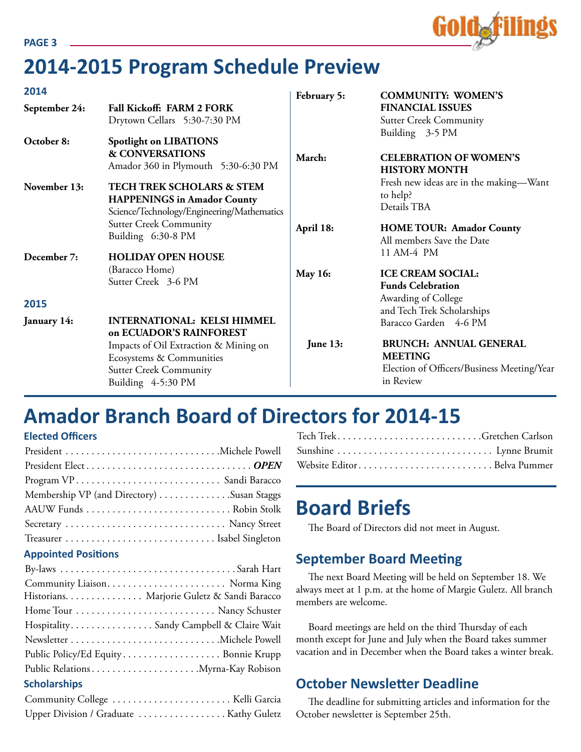# 2014-2015 Program Schedule Preview

### 2014

**September 24:** **Fall Kickoff: FARM 2 FORK**
Drytown Cellars 5:30-7:30 PM

**October 8:** **Spotlight on LIBATIONS & CONVERSATIONS**
Amador 360 in Plymouth 5:30-6:30 PM

**November 13:** **TECH TREK SCHOLARS & STEM HAPPENINGS in Amador County**
Science/Technology/Engineering/Mathematics
Sutter Creek Community Building 6:30-8 PM

**December 7:** **HOLIDAY OPEN HOUSE**
(Baracco Home)
Sutter Creek 3-6 PM

### 2015

**January 14:** **INTERNATIONAL: KELSI HIMMEL on ECUADOR'S RAINFOREST**
Impacts of Oil Extraction & Mining on Ecosystems & Communities
Sutter Creek Community Building 4-5:30 PM

**February 5:** **COMMUNITY: WOMEN'S FINANCIAL ISSUES**
Sutter Creek Community Building 3-5 PM

**March:** **CELEBRATION OF WOMEN'S HISTORY MONTH**
Fresh new ideas are in the making—Want to help?
Details TBA

**April 18:** **HOME TOUR: Amador County**
All members Save the Date
11 AM-4 PM

**May 16:** **ICE CREAM SOCIAL: Funds Celebration**
Awarding of College and Tech Trek Scholarships
Baracco Garden 4-6 PM

**June 13:** **BRUNCH: ANNUAL GENERAL MEETING**
Election of Officers/Business Meeting/Year in Review

# Amador Branch Board of Directors for 2014-15

### Elected Officers

- President . . . . . Michele Powell
- President Elect . . . . . ***OPEN***
- Program VP . . . . . Sandi Baracco
- Membership VP (and Directory) . . . . . Susan Staggs
- AAUW Funds . . . . . Robin Stolk
- Secretary . . . . . Nancy Street
- Treasurer . . . . . Isabel Singleton

### Appointed Positions

- By-laws . . . . . Sarah Hart
- Community Liaison . . . . . Norma King
- Historians . . . . . Marjorie Guletz & Sandi Baracco
- Home Tour . . . . . Nancy Schuster
- Hospitality . . . . . Sandy Campbell & Claire Wait
- Newsletter . . . . . Michele Powell
- Public Policy/Ed Equity . . . . . Bonnie Krupp
- Public Relations . . . . . Myrna-Kay Robison

### Scholarships

- Community College . . . . . Kelli Garcia
- Upper Division / Graduate . . . . . Kathy Guletz
- Tech Trek . . . . . Gretchen Carlson
- Sunshine . . . . . Lynne Brumit
- Website Editor . . . . . Belva Pummer

# Board Briefs

The Board of Directors did not meet in August.

## September Board Meeting

The next Board Meeting will be held on September 18. We always meet at 1 p.m. at the home of Margie Guletz. All branch members are welcome.

Board meetings are held on the third Thursday of each month except for June and July when the Board takes summer vacation and in December when the Board takes a winter break.

## October Newsletter Deadline

The deadline for submitting articles and information for the October newsletter is September 25th.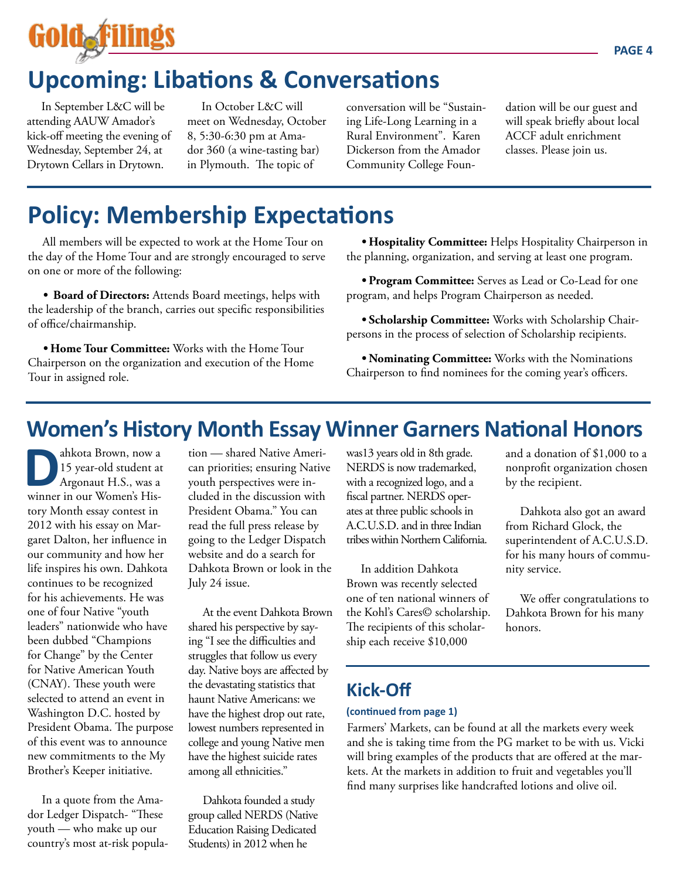## Upcoming: Libations & Conversations

In September L&C will be attending AAUW Amador's kick-off meeting the evening of Wednesday, September 24, at Drytown Cellars in Drytown.

In October L&C will meet on Wednesday, October 8, 5:30-6:30 pm at Amador 360 (a wine-tasting bar) in Plymouth. The topic of conversation will be "Sustaining Life-Long Learning in a Rural Environment". Karen Dickerson from the Amador Community College Foundation will be our guest and will speak briefly about local ACCF adult enrichment classes. Please join us.

## Policy: Membership Expectations

All members will be expected to work at the Home Tour on the day of the Home Tour and are strongly encouraged to serve on one or more of the following:

- **Board of Directors:** Attends Board meetings, helps with the leadership of the branch, carries out specific responsibilities of office/chairmanship.
- **Home Tour Committee:** Works with the Home Tour Chairperson on the organization and execution of the Home Tour in assigned role.
- **Hospitality Committee:** Helps Hospitality Chairperson in the planning, organization, and serving at least one program.
- **Program Committee:** Serves as Lead or Co-Lead for one program, and helps Program Chairperson as needed.
- **Scholarship Committee:** Works with Scholarship Chairpersons in the process of selection of Scholarship recipients.
- **Nominating Committee:** Works with the Nominations Chairperson to find nominees for the coming year's officers.

## Women's History Month Essay Winner Garners National Honors

Dahkota Brown, now a 15 year-old student at Argonaut H.S., was a winner in our Women's History Month essay contest in 2012 with his essay on Margaret Dalton, her influence in our community and how her life inspires his own. Dahkota continues to be recognized for his achievements. He was one of four Native "youth leaders" nationwide who have been dubbed "Champions for Change" by the Center for Native American Youth (CNAY). These youth were selected to attend an event in Washington D.C. hosted by President Obama. The purpose of this event was to announce new commitments to the My Brother's Keeper initiative.

In a quote from the Amador Ledger Dispatch- "These youth — who make up our country's most at-risk population — shared Native American priorities; ensuring Native youth perspectives were included in the discussion with President Obama." You can read the full press release by going to the Ledger Dispatch website and do a search for Dahkota Brown or look in the July 24 issue.

At the event Dahkota Brown shared his perspective by saying "I see the difficulties and struggles that follow us every day. Native boys are affected by the devastating statistics that haunt Native Americans: we have the highest drop out rate, lowest numbers represented in college and young Native men have the highest suicide rates among all ethnicities."

Dahkota founded a study group called NERDS (Native Education Raising Dedicated Students) in 2012 when he was13 years old in 8th grade. NERDS is now trademarked, with a recognized logo, and a fiscal partner. NERDS operates at three public schools in A.C.U.S.D. and in three Indian tribes within Northern California.

In addition Dahkota Brown was recently selected one of ten national winners of the Kohl's Cares© scholarship. The recipients of this scholarship each receive $10,000 and a donation of $1,000 to a nonprofit organization chosen by the recipient.

Dahkota also got an award from Richard Glock, the superintendent of A.C.U.S.D. for his many hours of community service.

We offer congratulations to Dahkota Brown for his many honors.

## Kick-Off

**(continued from page 1)**

Farmers' Markets, can be found at all the markets every week and she is taking time from the PG market to be with us. Vicki will bring examples of the products that are offered at the markets. At the markets in addition to fruit and vegetables you'll find many surprises like handcrafted lotions and olive oil.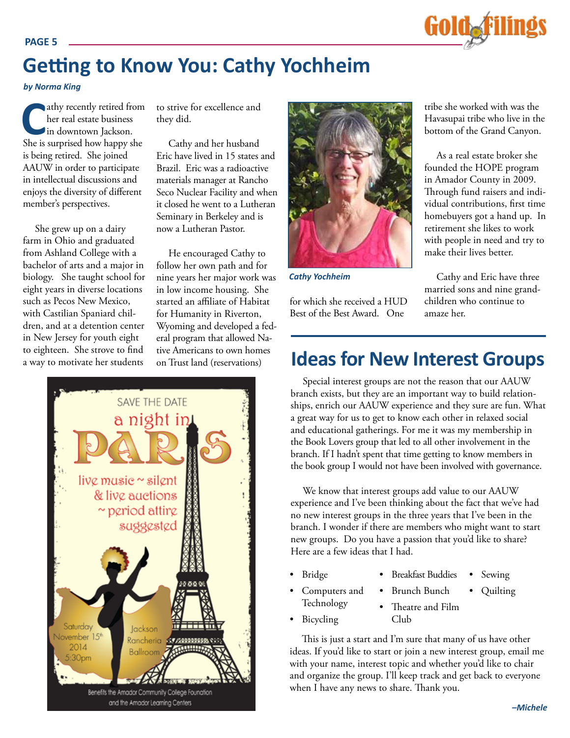# Getting to Know You: Cathy Yochheim

*by Norma King*

Cathy recently retired from her real estate business in downtown Jackson. She is surprised how happy she is being retired. She joined AAUW in order to participate in intellectual discussions and enjoys the diversity of different member's perspectives.

She grew up on a dairy farm in Ohio and graduated from Ashland College with a bachelor of arts and a major in biology. She taught school for eight years in diverse locations such as Pecos New Mexico, with Castilian Spaniard children, and at a detention center in New Jersey for youth eight to eighteen. She strove to find a way to motivate her students to strive for excellence and they did.

Cathy and her husband Eric have lived in 15 states and Brazil. Eric was a radioactive materials manager at Rancho Seco Nuclear Facility and when it closed he went to a Lutheran Seminary in Berkeley and is now a Lutheran Pastor.

He encouraged Cathy to follow her own path and for nine years her major work was in low income housing. She started an affiliate of Habitat for Humanity in Riverton, Wyoming and developed a federal program that allowed Native Americans to own homes on Trust land (reservations) for which she received a HUD Best of the Best Award. One tribe she worked with was the Havasupai tribe who live in the bottom of the Grand Canyon.

*Cathy Yochheim*

As a real estate broker she founded the HOPE program in Amador County in 2009. Through fund raisers and individual contributions, first time homebuyers got a hand up. In retirement she likes to work with people in need and try to make their lives better.

Cathy and Eric have three married sons and nine grandchildren who continue to amaze her.

SAVE THE DATE

a night in PARIS

live music ~ silent & live auctions ~ period attire suggested

Saturday November 15th 2014 5:30pm

Jackson Rancheria Ballroom

Benefits the Amador Community College Founation and the Amador Learning Centers

# Ideas for New Interest Groups

Special interest groups are not the reason that our AAUW branch exists, but they are an important way to build relationships, enrich our AAUW experience and they sure are fun. What a great way for us to get to know each other in relaxed social and educational gatherings. For me it was my membership in the Book Lovers group that led to all other involvement in the branch. If I hadn't spent that time getting to know members in the book group I would not have been involved with governance.

We know that interest groups add value to our AAUW experience and I've been thinking about the fact that we've had no new interest groups in the three years that I've been in the branch. I wonder if there are members who might want to start new groups. Do you have a passion that you'd like to share? Here are a few ideas that I had.

- Bridge
- Computers and Technology
- Bicycling
- Breakfast Buddies
- Brunch Bunch
- Theatre and Film Club
- Sewing
- Quilting

This is just a start and I'm sure that many of us have other ideas. If you'd like to start or join a new interest group, email me with your name, interest topic and whether you'd like to chair and organize the group. I'll keep track and get back to everyone when I have any news to share. Thank you.

*–Michele*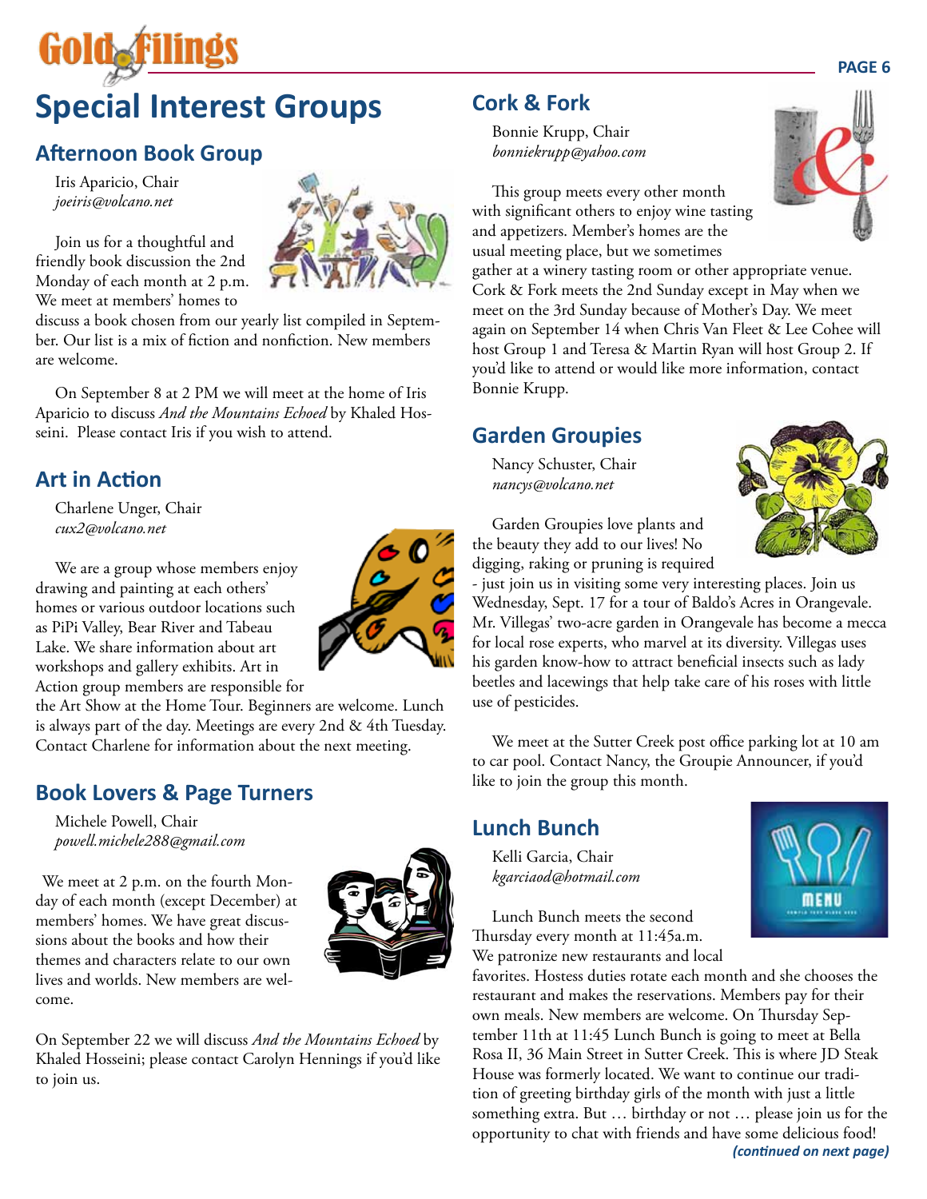# Special Interest Groups

## Afternoon Book Group

Iris Aparicio, Chair
*joeiris@volcano.net*

Join us for a thoughtful and friendly book discussion the 2nd Monday of each month at 2 p.m. We meet at members' homes to discuss a book chosen from our yearly list compiled in September. Our list is a mix of fiction and nonfiction. New members are welcome.

On September 8 at 2 PM we will meet at the home of Iris Aparicio to discuss *And the Mountains Echoed* by Khaled Hosseini. Please contact Iris if you wish to attend.

## Art in Action

Charlene Unger, Chair
*cux2@volcano.net*

We are a group whose members enjoy drawing and painting at each others' homes or various outdoor locations such as PiPi Valley, Bear River and Tabeau Lake. We share information about art workshops and gallery exhibits. Art in Action group members are responsible for the Art Show at the Home Tour. Beginners are welcome. Lunch is always part of the day. Meetings are every 2nd & 4th Tuesday. Contact Charlene for information about the next meeting.

## Book Lovers & Page Turners

Michele Powell, Chair
*powell.michele288@gmail.com*

We meet at 2 p.m. on the fourth Monday of each month (except December) at members' homes. We have great discussions about the books and how their themes and characters relate to our own lives and worlds. New members are welcome.

On September 22 we will discuss *And the Mountains Echoed* by Khaled Hosseini; please contact Carolyn Hennings if you'd like to join us.

## Cork & Fork

Bonnie Krupp, Chair
*bonniekrupp@yahoo.com*

This group meets every other month with significant others to enjoy wine tasting and appetizers. Member's homes are the usual meeting place, but we sometimes gather at a winery tasting room or other appropriate venue. Cork & Fork meets the 2nd Sunday except in May when we meet on the 3rd Sunday because of Mother's Day. We meet again on September 14 when Chris Van Fleet & Lee Cohee will host Group 1 and Teresa & Martin Ryan will host Group 2. If you'd like to attend or would like more information, contact Bonnie Krupp.

## Garden Groupies

Nancy Schuster, Chair
*nancys@volcano.net*

Garden Groupies love plants and the beauty they add to our lives! No digging, raking or pruning is required - just join us in visiting some very interesting places. Join us Wednesday, Sept. 17 for a tour of Baldo's Acres in Orangevale. Mr. Villegas' two-acre garden in Orangevale has become a mecca for local rose experts, who marvel at its diversity. Villegas uses his garden know-how to attract beneficial insects such as lady beetles and lacewings that help take care of his roses with little use of pesticides.

We meet at the Sutter Creek post office parking lot at 10 am to car pool. Contact Nancy, the Groupie Announcer, if you'd like to join the group this month.

## Lunch Bunch

Kelli Garcia, Chair
*kgarciaod@hotmail.com*

Lunch Bunch meets the second Thursday every month at 11:45a.m. We patronize new restaurants and local favorites. Hostess duties rotate each month and she chooses the restaurant and makes the reservations. Members pay for their own meals. New members are welcome. On Thursday September 11th at 11:45 Lunch Bunch is going to meet at Bella Rosa II, 36 Main Street in Sutter Creek. This is where JD Steak House was formerly located. We want to continue our tradition of greeting birthday girls of the month with just a little something extra. But … birthday or not … please join us for the opportunity to chat with friends and have some delicious food!

***(continued on next page)***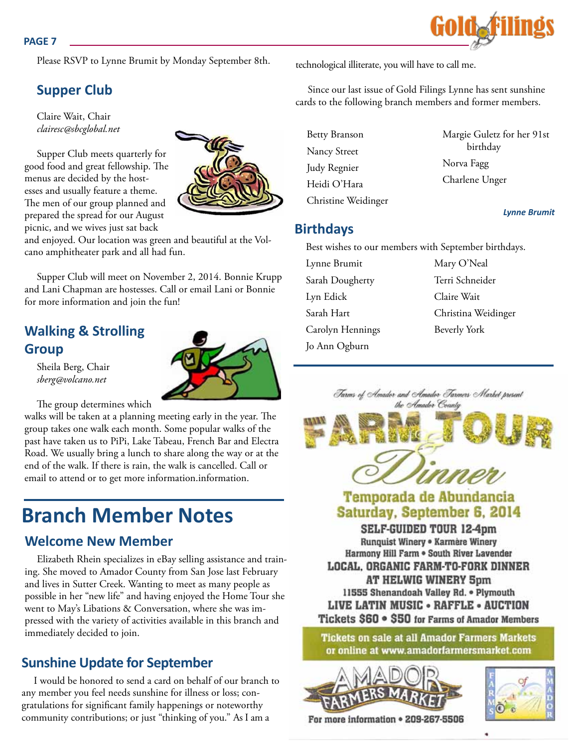Please RSVP to Lynne Brumit by Monday September 8th.

## Supper Club

Claire Wait, Chair
*clairesc@sbcglobal.net*

Supper Club meets quarterly for good food and great fellowship. The menus are decided by the hostesses and usually feature a theme. The men of our group planned and prepared the spread for our August picnic, and we wives just sat back and enjoyed. Our location was green and beautiful at the Volcano amphitheater park and all had fun.

Supper Club will meet on November 2, 2014. Bonnie Krupp and Lani Chapman are hostesses. Call or email Lani or Bonnie for more information and join the fun!

## Walking & Strolling Group

Sheila Berg, Chair
*sberg@volcano.net*

The group determines which walks will be taken at a planning meeting early in the year. The group takes one walk each month. Some popular walks of the past have taken us to PiPi, Lake Tabeau, French Bar and Electra Road. We usually bring a lunch to share along the way or at the end of the walk. If there is rain, the walk is cancelled. Call or email to attend or to get more information.information.

# Branch Member Notes

## Welcome New Member

Elizabeth Rhein specializes in eBay selling assistance and training. She moved to Amador County from San Jose last February and lives in Sutter Creek. Wanting to meet as many people as possible in her "new life" and having enjoyed the Home Tour she went to May's Libations & Conversation, where she was impressed with the variety of activities available in this branch and immediately decided to join.

## Sunshine Update for September

I would be honored to send a card on behalf of our branch to any member you feel needs sunshine for illness or loss; congratulations for significant family happenings or noteworthy community contributions; or just "thinking of you." As I am a technological illiterate, you will have to call me.

Since our last issue of Gold Filings Lynne has sent sunshine cards to the following branch members and former members.

- Betty Branson
- Nancy Street
- Judy Regnier
- Heidi O'Hara
- Christine Weidinger
- Margie Guletz for her 91st birthday
- Norva Fagg
- Charlene Unger

***Lynne Brumit***

## Birthdays

Best wishes to our members with September birthdays.

- Lynne Brumit
- Sarah Dougherty
- Lyn Edick
- Sarah Hart
- Carolyn Hennings
- Jo Ann Ogburn
- Mary O'Neal
- Terri Schneider
- Claire Wait
- Christina Weidinger
- Beverly York

*Farms of Amador and Amador Farmers Market present the Amador County*

**FARM TOUR & Dinner**

**Temporada de Abundancia**
**Saturday, September 6, 2014**

**SELF-GUIDED TOUR 12-4pm**
Runquist Winery • Karmère Winery
Harmony Hill Farm • South River Lavender

**LOCAL, ORGANIC FARM-TO-FORK DINNER AT HELWIG WINERY 5pm**
11555 Shenandoah Valley Rd. • Plymouth

**LIVE LATIN MUSIC • RAFFLE • AUCTION**
**Tickets $60 • $50 for Farms of Amador Members**

Tickets on sale at all Amador Farmers Markets or online at www.amadorfarmersmarket.com

AMADOR FARMERS MARKET

FARMS of AMADOR

For more information • 209-267-5506